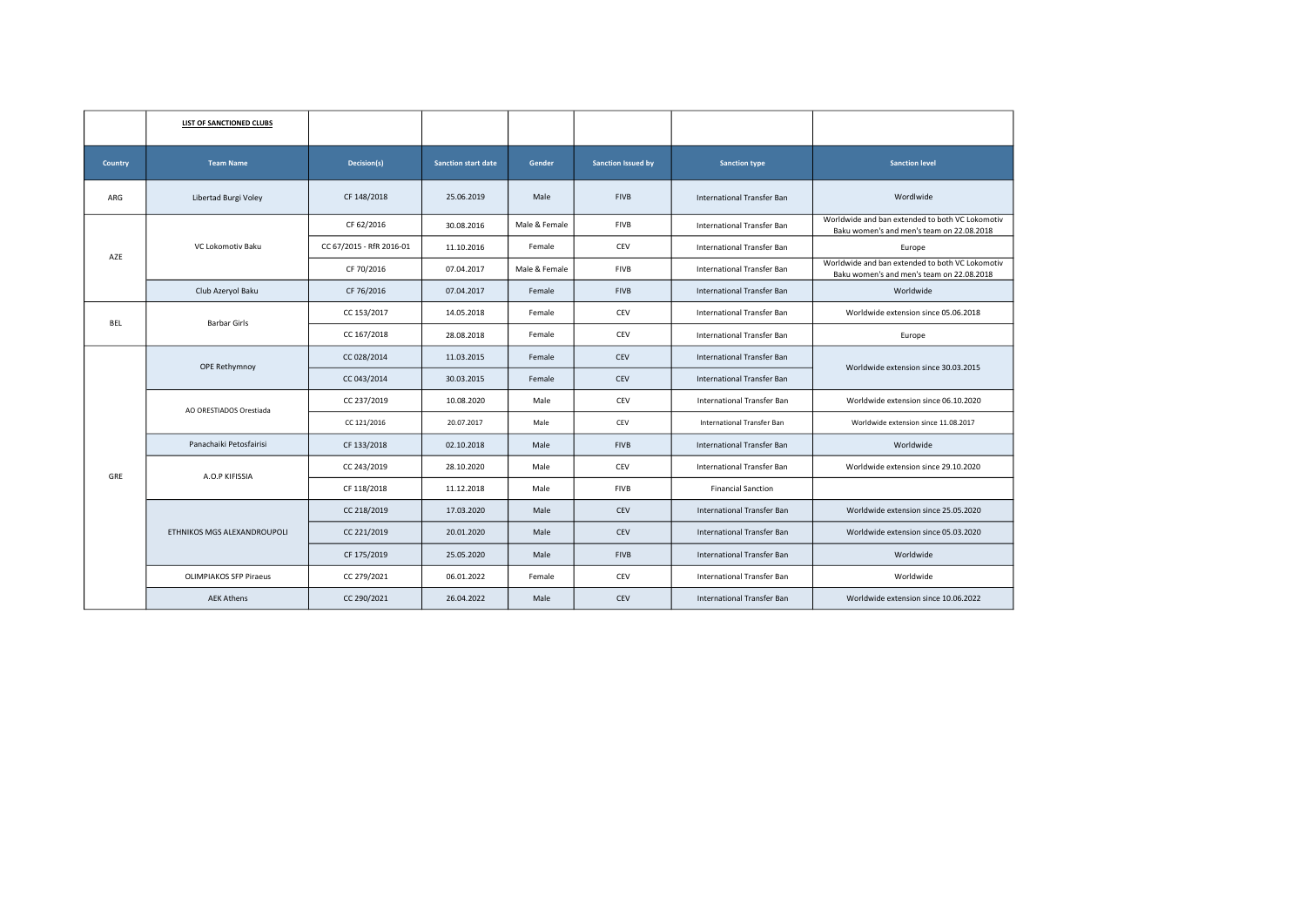**LIST OF SANCTIONED CLUBS**

| Country | Team Name | Decision(s) | Sanction start date | Gender | Sanction Issued by | Sanction type | Sanction level |
|---|---|---|---|---|---|---|---|
| ARG | Libertad Burgi Voley | CF 148/2018 | 25.06.2019 | Male | FIVB | International Transfer Ban | Wordlwide |
| AZE | VC Lokomotiv Baku | CF 62/2016 | 30.08.2016 | Male & Female | FIVB | International Transfer Ban | Worldwide and ban extended to both VC Lokomotiv Baku women's and men's team on 22.08.2018 |
| | | CC 67/2015 - RfR 2016-01 | 11.10.2016 | Female | CEV | International Transfer Ban | Europe |
| | | CF 70/2016 | 07.04.2017 | Male & Female | FIVB | International Transfer Ban | Worldwide and ban extended to both VC Lokomotiv Baku women's and men's team on 22.08.2018 |
| | Club Azeryol Baku | CF 76/2016 | 07.04.2017 | Female | FIVB | International Transfer Ban | Worldwide |
| BEL | Barbar Girls | CC 153/2017 | 14.05.2018 | Female | CEV | International Transfer Ban | Worldwide extension since 05.06.2018 |
| | | CC 167/2018 | 28.08.2018 | Female | CEV | International Transfer Ban | Europe |
| GRE | OPE Rethymnoy | CC 028/2014 | 11.03.2015 | Female | CEV | International Transfer Ban | Worldwide extension since 30.03.2015 |
| | | CC 043/2014 | 30.03.2015 | Female | CEV | International Transfer Ban | |
| | AO ORESTIADOS Orestiada | CC 237/2019 | 10.08.2020 | Male | CEV | International Transfer Ban | Worldwide extension since 06.10.2020 |
| | | CC 121/2016 | 20.07.2017 | Male | CEV | International Transfer Ban | Worldwide extension since 11.08.2017 |
| | Panachaiki Petosfairisi | CF 133/2018 | 02.10.2018 | Male | FIVB | International Transfer Ban | Worldwide |
| | A.O.P KIFISSIA | CC 243/2019 | 28.10.2020 | Male | CEV | International Transfer Ban | Worldwide extension since 29.10.2020 |
| | | CF 118/2018 | 11.12.2018 | Male | FIVB | Financial Sanction | |
| | ETHNIKOS MGS ALEXANDROUPOLI | CC 218/2019 | 17.03.2020 | Male | CEV | International Transfer Ban | Worldwide extension since 25.05.2020 |
| | | CC 221/2019 | 20.01.2020 | Male | CEV | International Transfer Ban | Worldwide extension since 05.03.2020 |
| | | CF 175/2019 | 25.05.2020 | Male | FIVB | International Transfer Ban | Worldwide |
| | OLIMPIAKOS SFP Piraeus | CC 279/2021 | 06.01.2022 | Female | CEV | International Transfer Ban | Worldwide |
| | AEK Athens | CC 290/2021 | 26.04.2022 | Male | CEV | International Transfer Ban | Worldwide extension since 10.06.2022 |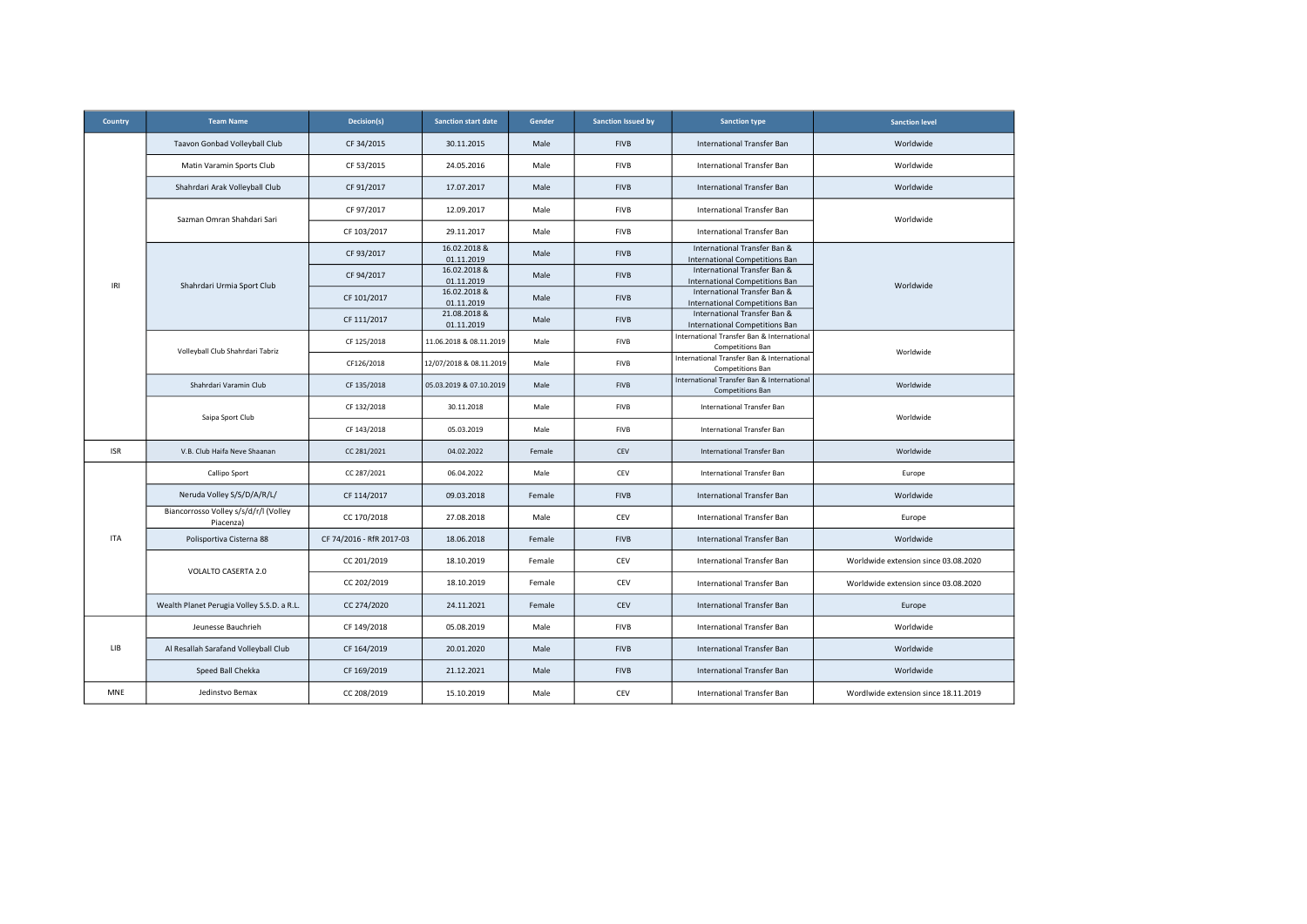| Country | Team Name | Decision(s) | Sanction start date | Gender | Sanction issued by | Sanction type | Sanction level |
|---|---|---|---|---|---|---|---|
| IRI | Taavon Gonbad Volleyball Club | CF 34/2015 | 30.11.2015 | Male | FIVB | International Transfer Ban | Worldwide |
| | Matin Varamin Sports Club | CF 53/2015 | 24.05.2016 | Male | FIVB | International Transfer Ban | Worldwide |
| | Shahrdari Arak Volleyball Club | CF 91/2017 | 17.07.2017 | Male | FIVB | International Transfer Ban | Worldwide |
| | Sazman Omran Shahdari Sari | CF 97/2017 | 12.09.2017 | Male | FIVB | International Transfer Ban | Worldwide |
| | | CF 103/2017 | 29.11.2017 | Male | FIVB | International Transfer Ban | |
| | Shahrdari Urmia Sport Club | CF 93/2017 | 16.02.2018 & 01.11.2019 | Male | FIVB | International Transfer Ban & International Competitions Ban | Worldwide |
| | | CF 94/2017 | 16.02.2018 & 01.11.2019 | Male | FIVB | International Transfer Ban & International Competitions Ban | |
| | | CF 101/2017 | 16.02.2018 & 01.11.2019 | Male | FIVB | International Transfer Ban & International Competitions Ban | |
| | | CF 111/2017 | 21.08.2018 & 01.11.2019 | Male | FIVB | International Transfer Ban & International Competitions Ban | |
| | Volleyball Club Shahrdari Tabriz | CF 125/2018 | 11.06.2018 & 08.11.2019 | Male | FIVB | International Transfer Ban & International Competitions Ban | Worldwide |
| | | CF126/2018 | 12/07/2018 & 08.11.2019 | Male | FIVB | International Transfer Ban & International Competitions Ban | |
| | Shahrdari Varamin Club | CF 135/2018 | 05.03.2019 & 07.10.2019 | Male | FIVB | International Transfer Ban & International Competitions Ban | Worldwide |
| | Saipa Sport Club | CF 132/2018 | 30.11.2018 | Male | FIVB | International Transfer Ban | Worldwide |
| | | CF 143/2018 | 05.03.2019 | Male | FIVB | International Transfer Ban | |
| ISR | V.B. Club Haifa Neve Shaanan | CC 281/2021 | 04.02.2022 | Female | CEV | International Transfer Ban | Worldwide |
| ITA | Callipo Sport | CC 287/2021 | 06.04.2022 | Male | CEV | International Transfer Ban | Europe |
| | Neruda Volley S/S/D/A/R/L/ | CF 114/2017 | 09.03.2018 | Female | FIVB | International Transfer Ban | Worldwide |
| | Biancorrosso Volley s/s/d/r/l (Volley Piacenza) | CC 170/2018 | 27.08.2018 | Male | CEV | International Transfer Ban | Europe |
| | Polisportiva Cisterna 88 | CF 74/2016 - RfR 2017-03 | 18.06.2018 | Female | FIVB | International Transfer Ban | Worldwide |
| | VOLALTO CASERTA 2.0 | CC 201/2019 | 18.10.2019 | Female | CEV | International Transfer Ban | Worldwide extension since 03.08.2020 |
| | | CC 202/2019 | 18.10.2019 | Female | CEV | International Transfer Ban | Worldwide extension since 03.08.2020 |
| | Wealth Planet Perugia Volley S.S.D. a R.L. | CC 274/2020 | 24.11.2021 | Female | CEV | International Transfer Ban | Europe |
| LIB | Jeunesse Bauchrieh | CF 149/2018 | 05.08.2019 | Male | FIVB | International Transfer Ban | Worldwide |
| | Al Resallah Sarafand Volleyball Club | CF 164/2019 | 20.01.2020 | Male | FIVB | International Transfer Ban | Worldwide |
| | Speed Ball Chekka | CF 169/2019 | 21.12.2021 | Male | FIVB | International Transfer Ban | Worldwide |
| MNE | Jedinstvo Bemax | CC 208/2019 | 15.10.2019 | Male | CEV | International Transfer Ban | Wordlwide extension since 18.11.2019 |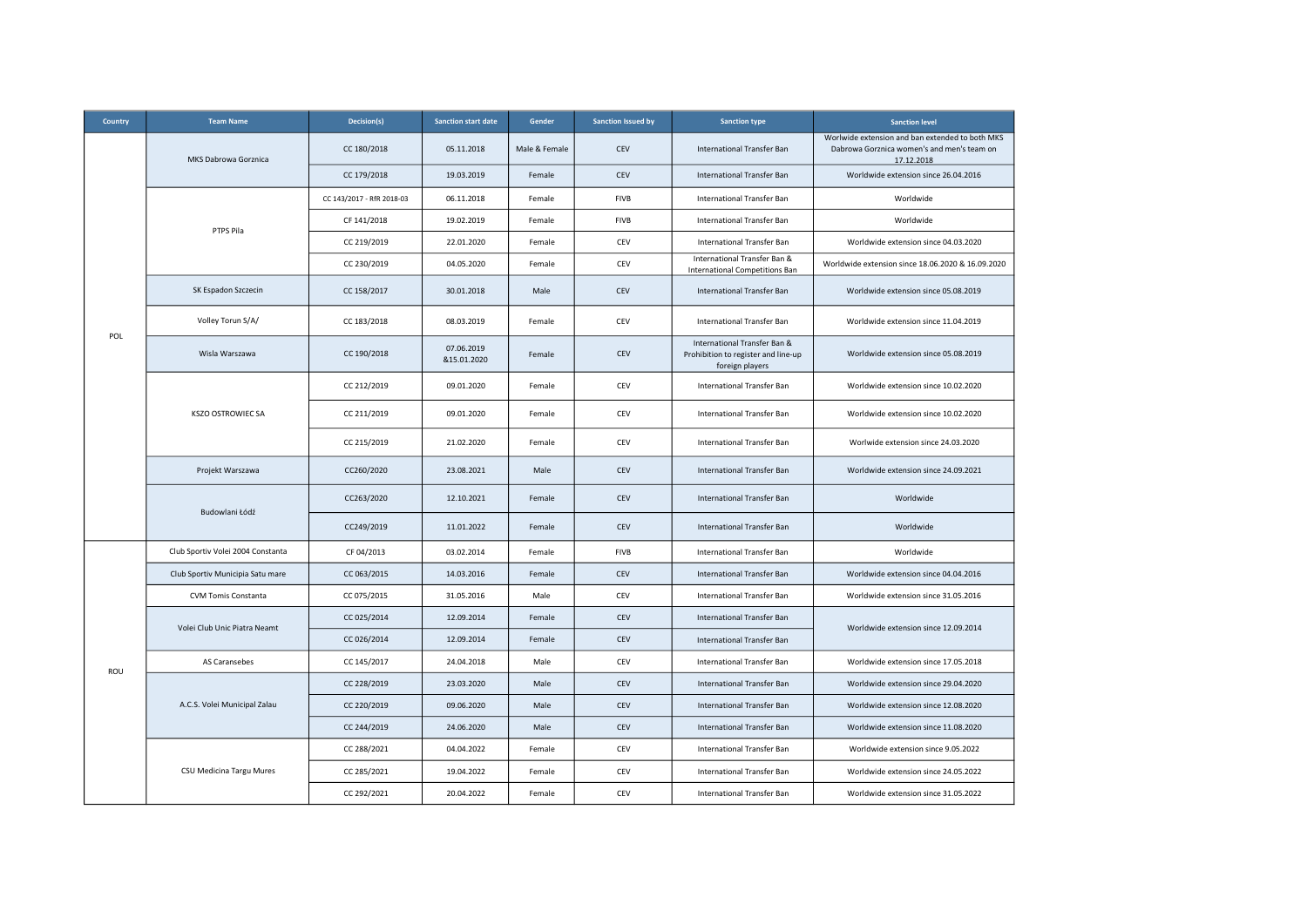| Country | Team Name | Decision(s) | Sanction start date | Gender | Sanction issued by | Sanction type | Sanction level |
|---|---|---|---|---|---|---|---|
| POL | MKS Dabrowa Gorznica | CC 180/2018 | 05.11.2018 | Male & Female | CEV | International Transfer Ban | Worlwide extension and ban extended to both MKS Dabrowa Gorznica women's and men's team on 17.12.2018 |
| | | CC 179/2018 | 19.03.2019 | Female | CEV | International Transfer Ban | Worldwide extension since 26.04.2016 |
| | PTPS Pila | CC 143/2017 - RfR 2018-03 | 06.11.2018 | Female | FIVB | International Transfer Ban | Worldwide |
| | | CF 141/2018 | 19.02.2019 | Female | FIVB | International Transfer Ban | Worldwide |
| | | CC 219/2019 | 22.01.2020 | Female | CEV | International Transfer Ban | Worldwide extension since 04.03.2020 |
| | | CC 230/2019 | 04.05.2020 | Female | CEV | International Transfer Ban & International Competitions Ban | Worldwide extension since 18.06.2020 & 16.09.2020 |
| | SK Espadon Szczecin | CC 158/2017 | 30.01.2018 | Male | CEV | International Transfer Ban | Worldwide extension since 05.08.2019 |
| | Volley Torun S/A/ | CC 183/2018 | 08.03.2019 | Female | CEV | International Transfer Ban | Worldwide extension since 11.04.2019 |
| | Wisla Warszawa | CC 190/2018 | 07.06.2019 &15.01.2020 | Female | CEV | International Transfer Ban & Prohibition to register and line-up foreign players | Worldwide extension since 05.08.2019 |
| | KSZO OSTROWIEC SA | CC 212/2019 | 09.01.2020 | Female | CEV | International Transfer Ban | Worldwide extension since 10.02.2020 |
| | | CC 211/2019 | 09.01.2020 | Female | CEV | International Transfer Ban | Worldwide extension since 10.02.2020 |
| | | CC 215/2019 | 21.02.2020 | Female | CEV | International Transfer Ban | Worlwide extension since 24.03.2020 |
| | Projekt Warszawa | CC260/2020 | 23.08.2021 | Male | CEV | International Transfer Ban | Worldwide extension since 24.09.2021 |
| | Budowlani Łódź | CC263/2020 | 12.10.2021 | Female | CEV | International Transfer Ban | Worldwide |
| | | CC249/2019 | 11.01.2022 | Female | CEV | International Transfer Ban | Worldwide |
| ROU | Club Sportiv Volei 2004 Constanta | CF 04/2013 | 03.02.2014 | Female | FIVB | International Transfer Ban | Worldwide |
| | Club Sportiv Municipia Satu mare | CC 063/2015 | 14.03.2016 | Female | CEV | International Transfer Ban | Worldwide extension since 04.04.2016 |
| | CVM Tomis Constanta | CC 075/2015 | 31.05.2016 | Male | CEV | International Transfer Ban | Worldwide extension since 31.05.2016 |
| | Volei Club Unic Piatra Neamt | CC 025/2014 | 12.09.2014 | Female | CEV | International Transfer Ban | Worldwide extension since 12.09.2014 |
| | | CC 026/2014 | 12.09.2014 | Female | CEV | International Transfer Ban | |
| | AS Caransebes | CC 145/2017 | 24.04.2018 | Male | CEV | International Transfer Ban | Worldwide extension since 17.05.2018 |
| | A.C.S. Volei Municipal Zalau | CC 228/2019 | 23.03.2020 | Male | CEV | International Transfer Ban | Worldwide extension since 29.04.2020 |
| | | CC 220/2019 | 09.06.2020 | Male | CEV | International Transfer Ban | Worldwide extension since 12.08.2020 |
| | | CC 244/2019 | 24.06.2020 | Male | CEV | International Transfer Ban | Worldwide extension since 11.08.2020 |
| | CSU Medicina Targu Mures | CC 288/2021 | 04.04.2022 | Female | CEV | International Transfer Ban | Worldwide extension since 9.05.2022 |
| | | CC 285/2021 | 19.04.2022 | Female | CEV | International Transfer Ban | Worldwide extension since 24.05.2022 |
| | | CC 292/2021 | 20.04.2022 | Female | CEV | International Transfer Ban | Worldwide extension since 31.05.2022 |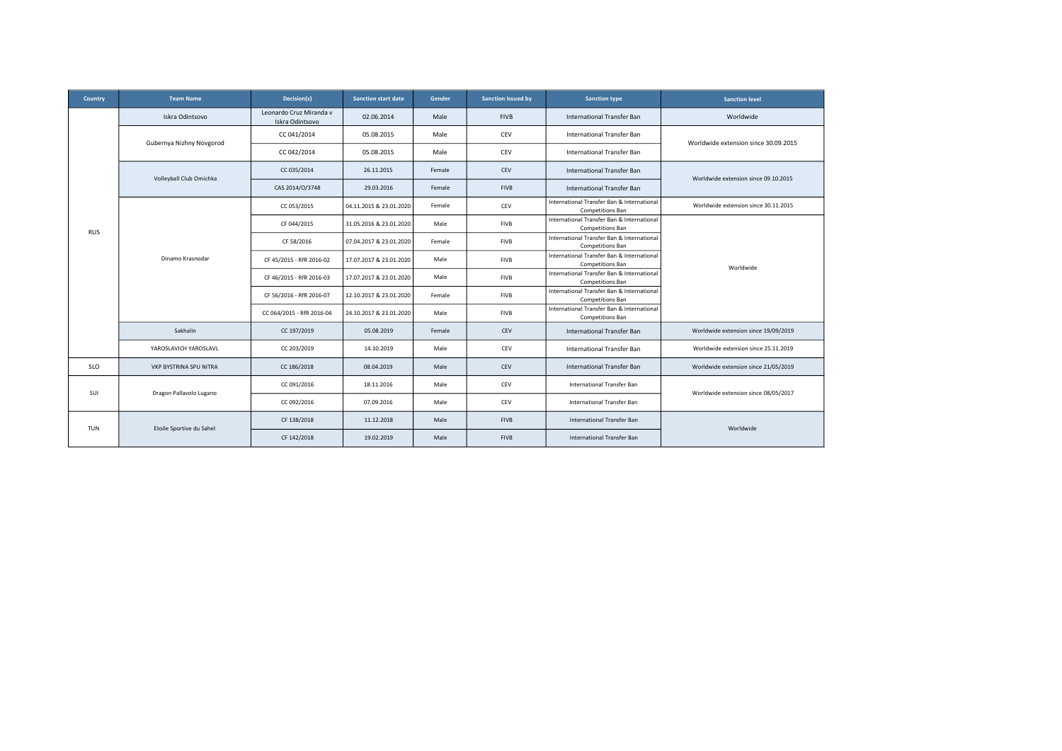| Country | Team Name | Decision(s) | Sanction start date | Gender | Sanction issued by | Sanction type | Sanction level |
|---|---|---|---|---|---|---|---|
| RUS | Iskra Odintsovo | Leonardo Cruz Miranda v Iskra Odintsovo | 02.06.2014 | Male | FIVB | International Transfer Ban | Worldwide |
| | Gubernya Nizhny Novgorod | CC 041/2014 | 05.08.2015 | Male | CEV | International Transfer Ban | Worldwide extension since 30.09.2015 |
| | | CC 042/2014 | 05.08.2015 | Male | CEV | International Transfer Ban | |
| | Volleyball Club Omichka | CC 035/2014 | 26.11.2015 | Female | CEV | International Transfer Ban | Worldwide extension since 09.10.2015 |
| | | CAS 2014/O/3748 | 29.03.2016 | Female | FIVB | International Transfer Ban | |
| | Dinamo Krasnodar | CC 053/2015 | 04.11.2015 & 23.01.2020 | Female | CEV | International Transfer Ban & International Competitions Ban | Worldwide extension since 30.11.2015 |
| | | CF 044/2015 | 31.05.2016 & 23.01.2020 | Male | FIVB | International Transfer Ban & International Competitions Ban | Worldwide |
| | | CF 58/2016 | 07.04.2017 & 23.01.2020 | Female | FIVB | International Transfer Ban & International Competitions Ban | |
| | | CF 45/2015 - RfR 2016-02 | 17.07.2017 & 23.01.2020 | Male | FIVB | International Transfer Ban & International Competitions Ban | |
| | | CF 46/2015 - RfR 2016-03 | 17.07.2017 & 23.01.2020 | Male | FIVB | International Transfer Ban & International Competitions Ban | |
| | | CF 56/2016 - RfR 2016-07 | 12.10.2017 & 23.01.2020 | Female | FIVB | International Transfer Ban & International Competitions Ban | |
| | | CC 064/2015 - RfR 2016-04 | 24.10.2017 & 23.01.2020 | Male | FIVB | International Transfer Ban & International Competitions Ban | |
| | Sakhalin | CC 197/2019 | 05.08.2019 | Female | CEV | International Transfer Ban | Worldwide extension since 19/09/2019 |
| | YAROSLAVICH YAROSLAVL | CC 203/2019 | 14.10.2019 | Male | CEV | International Transfer Ban | Worldwide extension since 25.11.2019 |
| SLO | VKP BYSTRINA SPU NITRA | CC 186/2018 | 08.04.2019 | Male | CEV | International Transfer Ban | Worldwide extension since 21/05/2019 |
| SUI | Dragon Pallavolo Lugano | CC 091/2016 | 18.11.2016 | Male | CEV | International Transfer Ban | Worldwide extension since 08/05/2017 |
| | | CC 092/2016 | 07.09.2016 | Male | CEV | International Transfer Ban | |
| TUN | Etoile Sportive du Sahel | CF 138/2018 | 11.12.2018 | Male | FIVB | International Transfer Ban | Worldwide |
| | | CF 142/2018 | 19.02.2019 | Male | FIVB | International Transfer Ban | |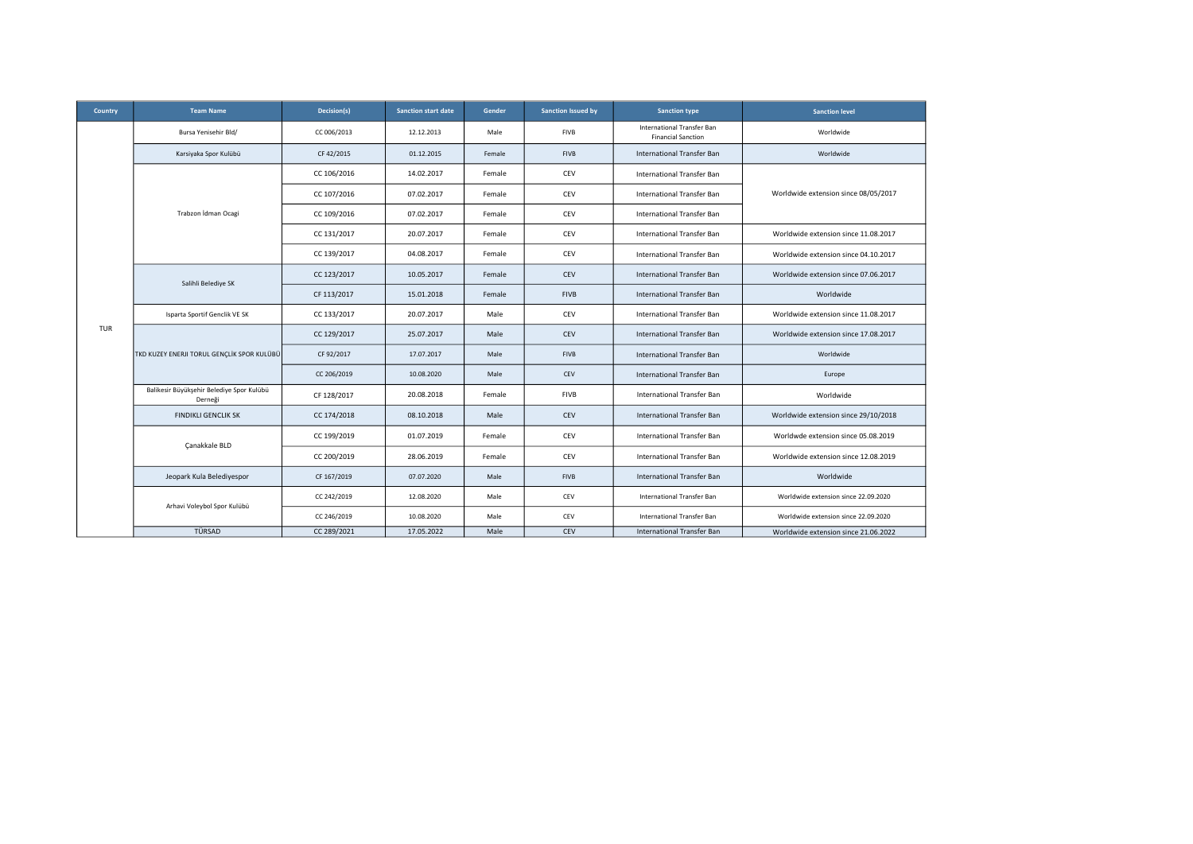| Country | Team Name | Decision(s) | Sanction start date | Gender | Sanction issued by | Sanction type | Sanction level |
|---|---|---|---|---|---|---|---|
| TUR | Bursa Yenisehir Bld/ | CC 006/2013 | 12.12.2013 | Male | FIVB | International Transfer Ban Financial Sanction | Worldwide |
| | Karsiyaka Spor Kulübü | CF 42/2015 | 01.12.2015 | Female | FIVB | International Transfer Ban | Worldwide |
| | Trabzon İdman Ocagi | CC 106/2016 | 14.02.2017 | Female | CEV | International Transfer Ban | Worldwide extension since 08/05/2017 |
| | | CC 107/2016 | 07.02.2017 | Female | CEV | International Transfer Ban | |
| | | CC 109/2016 | 07.02.2017 | Female | CEV | International Transfer Ban | |
| | | CC 131/2017 | 20.07.2017 | Female | CEV | International Transfer Ban | Worldwide extension since 11.08.2017 |
| | | CC 139/2017 | 04.08.2017 | Female | CEV | International Transfer Ban | Worldwide extension since 04.10.2017 |
| | Salihli Belediye SK | CC 123/2017 | 10.05.2017 | Female | CEV | International Transfer Ban | Worldwide extension since 07.06.2017 |
| | | CF 113/2017 | 15.01.2018 | Female | FIVB | International Transfer Ban | Worldwide |
| | Isparta Sportif Genclik VE SK | CC 133/2017 | 20.07.2017 | Male | CEV | International Transfer Ban | Worldwide extension since 11.08.2017 |
| | TKD KUZEY ENERJI TORUL GENÇLİK SPOR KULÜBÜ | CC 129/2017 | 25.07.2017 | Male | CEV | International Transfer Ban | Worldwide extension since 17.08.2017 |
| | | CF 92/2017 | 17.07.2017 | Male | FIVB | International Transfer Ban | Worldwide |
| | | CC 206/2019 | 10.08.2020 | Male | CEV | International Transfer Ban | Europe |
| | Balikesir Büyükşehir Belediye Spor Kulübü Derneği | CF 128/2017 | 20.08.2018 | Female | FIVB | International Transfer Ban | Worldwide |
| | FINDIKLI GENCLIK SK | CC 174/2018 | 08.10.2018 | Male | CEV | International Transfer Ban | Worldwide extension since 29/10/2018 |
| | Çanakkale BLD | CC 199/2019 | 01.07.2019 | Female | CEV | International Transfer Ban | Worldwde extension since 05.08.2019 |
| | | CC 200/2019 | 28.06.2019 | Female | CEV | International Transfer Ban | Worldwide extension since 12.08.2019 |
| | Jeopark Kula Belediyespor | CF 167/2019 | 07.07.2020 | Male | FIVB | International Transfer Ban | Worldwide |
| | Arhavi Voleybol Spor Kulübü | CC 242/2019 | 12.08.2020 | Male | CEV | International Transfer Ban | Worldwide extension since 22.09.2020 |
| | | CC 246/2019 | 10.08.2020 | Male | CEV | International Transfer Ban | Worldwide extension since 22.09.2020 |
| | TÜRSAD | CC 289/2021 | 17.05.2022 | Male | CEV | International Transfer Ban | Worldwide extension since 21.06.2022 |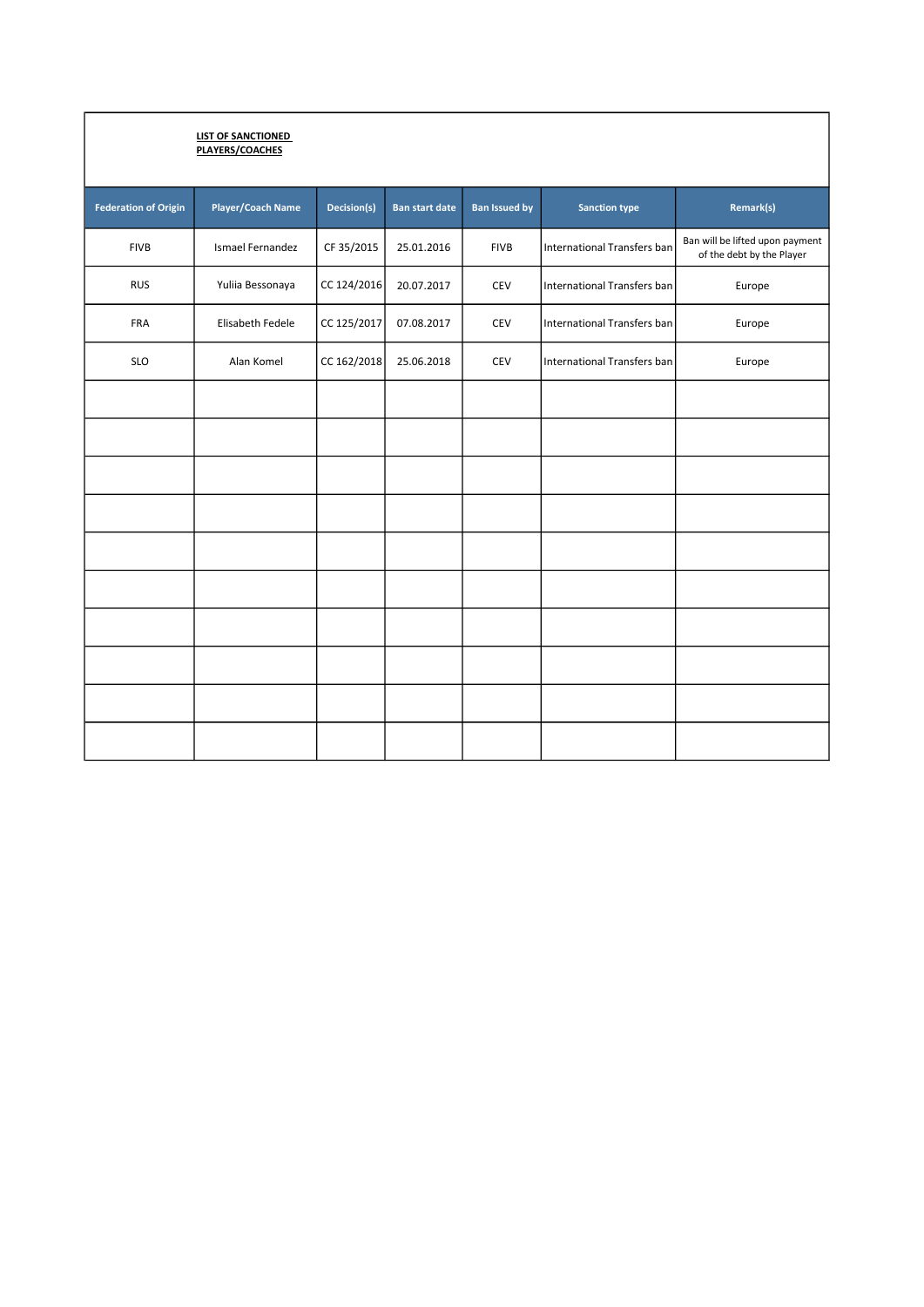**LIST OF SANCTIONED PLAYERS/COACHES**

| Federation of Origin | Player/Coach Name | Decision(s) | Ban start date | Ban Issued by | Sanction type | Remark(s) |
|---|---|---|---|---|---|---|
| FIVB | Ismael Fernandez | CF 35/2015 | 25.01.2016 | FIVB | International Transfers ban | Ban will be lifted upon payment of the debt by the Player |
| RUS | Yuliia Bessonaya | CC 124/2016 | 20.07.2017 | CEV | International Transfers ban | Europe |
| FRA | Elisabeth Fedele | CC 125/2017 | 07.08.2017 | CEV | International Transfers ban | Europe |
| SLO | Alan Komel | CC 162/2018 | 25.06.2018 | CEV | International Transfers ban | Europe |
| | | | | | | |
| | | | | | | |
| | | | | | | |
| | | | | | | |
| | | | | | | |
| | | | | | | |
| | | | | | | |
| | | | | | | |
| | | | | | | |
| | | | | | | |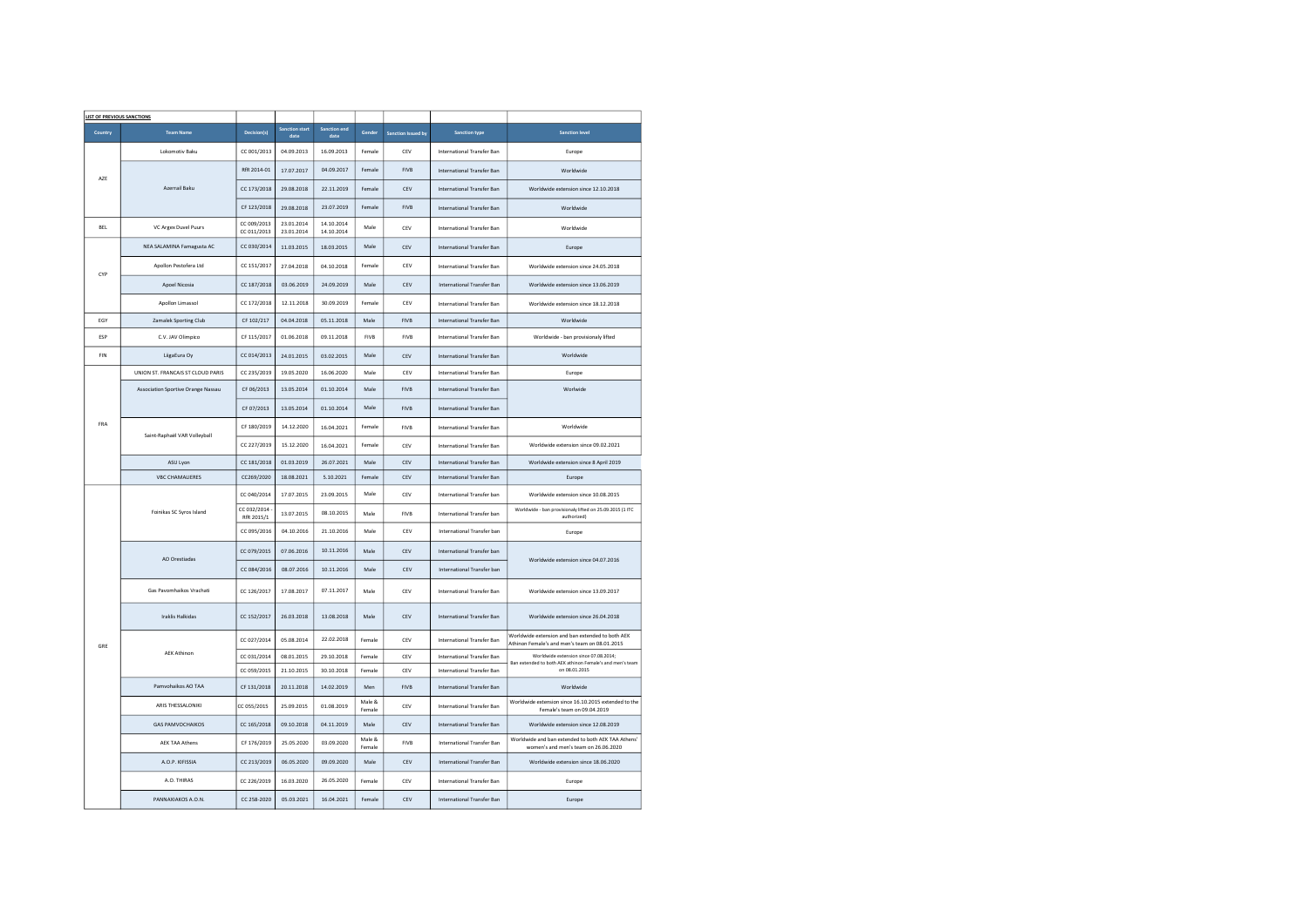**LIST OF PREVIOUS SANCTIONS**

| Country | Team Name | Decision(s) | Sanction start date | Sanction end date | Gender | Sanction issued by | Sanction type | Sanction level |
|---|---|---|---|---|---|---|---|---|
| AZE | Lokomotiv Baku | CC 001/2013 | 04.09.2013 | 16.09.2013 | Female | CEV | International Transfer Ban | Europe |
| | Azerrail Baku | RfR 2014-01 | 17.07.2017 | 04.09.2017 | Female | FIVB | International Transfer Ban | Worldwide |
| | | CC 173/2018 | 29.08.2018 | 22.11.2019 | Female | CEV | International Transfer Ban | Worldwide extension since 12.10.2018 |
| | | CF 123/2018 | 29.08.2018 | 23.07.2019 | Female | FIVB | International Transfer Ban | Worldwide |
| BEL | VC Argex Duvel Puurs | CC 009/2013<br>CC 011/2013 | 23.01.2014<br>23.01.2014 | 14.10.2014<br>14.10.2014 | Male | CEV | International Transfer Ban | Worldwide |
| CYP | NEA SALAMINA Famagusta AC | CC 030/2014 | 11.03.2015 | 18.03.2015 | Male | CEV | International Transfer Ban | Europe |
| | Apollon Pestofera Ltd | CC 151/2017 | 27.04.2018 | 04.10.2018 | Female | CEV | International Transfer Ban | Worldwide extension since 24.05.2018 |
| | Apoel Nicosia | CC 187/2018 | 03.06.2019 | 24.09.2019 | Male | CEV | International Transfer Ban | Worldwide extension since 13.06.2019 |
| | Apollon Limassol | CC 172/2018 | 12.11.2018 | 30.09.2019 | Female | CEV | International Transfer Ban | Worldwide extension since 18.12.2018 |
| EGY | Zamalek Sporting Club | CF 102/217 | 04.04.2018 | 05.11.2018 | Male | FIVB | International Transfer Ban | Worldwide |
| ESP | C.V. JAV Olimpico | CF 115/2017 | 01.06.2018 | 09.11.2018 | FIVB | FIVB | International Transfer Ban | Worldwide - ban provisionaly lifted |
| FIN | Läjäčura Oy | CC 014/2013 | 24.01.2015 | 03.02.2015 | Male | CEV | International Transfer Ban | Worldwide |
| FRA | UNION ST. FRANCAIS ST CLOUD PARIS | CC 235/2019 | 19.05.2020 | 16.06.2020 | Male | CEV | International Transfer Ban | Europe |
| | Association Sportive Orange Nassau | CF 06/2013 | 13.05.2014 | 01.10.2014 | Male | FIVB | International Transfer Ban | Worlwide |
| | | CF 07/2013 | 13.05.2014 | 01.10.2014 | Male | FIVB | International Transfer Ban | |
| | Saint-Raphaël VAR Volleyball | CF 180/2019 | 14.12.2020 | 16.04.2021 | Female | FIVB | International Transfer Ban | Worldwide |
| | | CC 227/2019 | 15.12.2020 | 16.04.2021 | Female | CEV | International Transfer Ban | Worldwide extension since 09.02.2021 |
| | ASU Lyon | CC 181/2018 | 01.03.2019 | 26.07.2021 | Male | CEV | International Transfer Ban | Worldwide extension since 8 April 2019 |
| | VBC CHAMALIERES | CC269/2020 | 18.08.2021 | 5.10.2021 | Female | CEV | International Transfer Ban | Europe |
| GRE | Foinikas SC Syros Island | CC 040/2014 | 17.07.2015 | 23.09.2015 | Male | CEV | International Transfer ban | Worldwide extension since 10.08.2015 |
| | | CC 032/2014 - RfR 2015/1 | 13.07.2015 | 08.10.2015 | Male | FIVB | International Transfer ban | Worldwide - ban provisionaly lifted on 25.09.2015 (1 ITC authorized) |
| | | CC 095/2016 | 04.10.2016 | 21.10.2016 | Male | CEV | International Transfer ban | Europe |
| | AO Orestiadas | CC 079/2015 | 07.06.2016 | 10.11.2016 | Male | CEV | International Transfer ban | Worldwide extension since 04.07.2016 |
| | | CC 084/2016 | 08.07.2016 | 10.11.2016 | Male | CEV | International Transfer ban | |
| | Gas Pavomhaikos Vrachati | CC 126/2017 | 17.08.2017 | 07.11.2017 | Male | CEV | International Transfer Ban | Worldwide extension since 13.09.2017 |
| | Iraklis Halkidas | CC 152/2017 | 26.03.2018 | 13.08.2018 | Male | CEV | International Transfer Ban | Worldwide extension since 26.04.2018 |
| | AEK Athinon | CC 027/2014 | 05.08.2014 | 22.02.2018 | Female | CEV | International Transfer Ban | Worldwide extension and ban extended to both AEK Athinon Female's and men's team on 08.01.2015 |
| | | CC 031/2014 | 08.01.2015 | 29.10.2018 | Female | CEV | International Transfer Ban | Worldwide extension since 07.08.2014; Ban extended to both AEK athinon Female's and men's team on 08.01.2015 |
| | | CC 059/2015 | 21.10.2015 | 30.10.2018 | Female | CEV | International Transfer Ban | |
| | Pamvohaikos AO TAA | CF 131/2018 | 20.11.2018 | 14.02.2019 | Men | FIVB | International Transfer Ban | Worldwide |
| | ARIS THESSALONIKI | CC 055/2015 | 25.09.2015 | 01.08.2019 | Male & Female | CEV | International Transfer Ban | Worldwide extension since 16.10.2015 extended to the Female's team on 09.04.2019 |
| | GAS PAMVOCHAIKOS | CC 165/2018 | 09.10.2018 | 04.11.2019 | Male | CEV | International Transfer Ban | Worldwide extension since 12.08.2019 |
| | AEK TAA Athens | CF 176/2019 | 25.05.2020 | 03.09.2020 | Male & Female | FIVB | International Transfer Ban | Worldwide and ban extended to both AEK TAA Athens' women's and men's team on 26.06.2020 |
| | A.O.P. KIFISSIA | CC 213/2019 | 06.05.2020 | 09.09.2020 | Male | CEV | International Transfer Ban | Worldwide extension since 18.06.2020 |
| | A.O. THIRAS | CC 226/2019 | 16.03.2020 | 26.05.2020 | Female | CEV | International Transfer Ban | Europe |
| | PANNAKIAKOS A.O.N. | CC 258-2020 | 05.03.2021 | 16.04.2021 | Female | CEV | International Transfer Ban | Europe |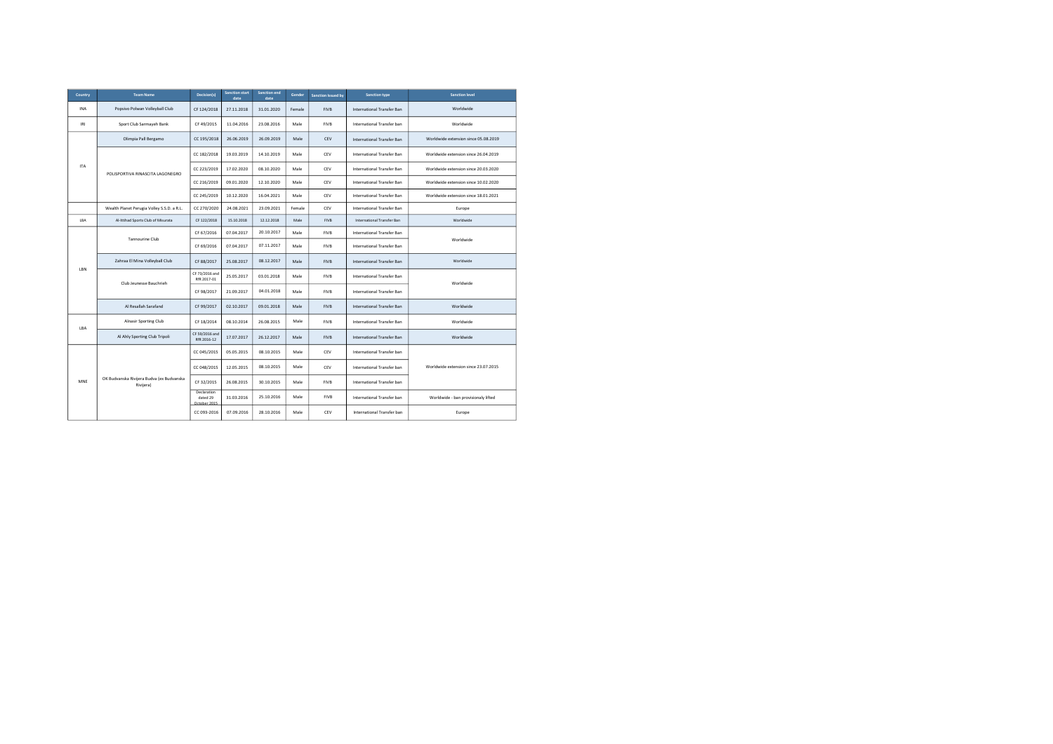| Country | Team Name | Decision(s) | Sanction start date | Sanction end date | Gender | Sanction issued by | Sanction type | Sanction level |
|---|---|---|---|---|---|---|---|---|
| INA | Popsivo Polwan Volleyball Club | CF 124/2018 | 27.11.2018 | 31.01.2020 | Female | FIVB | International Transfer Ban | Worldwide |
| IRI | Sport Club Sarmayeh Bank | CF 49/2015 | 11.04.2016 | 23.08.2016 | Male | FIVB | International Transfer ban | Worldwide |
| ITA | Olimpia Pall Bergamo | CC 195/2018 | 26.06.2019 | 26.09.2019 | Male | CEV | International Transfer Ban | Worldwide extension since 05.08.2019 |
| | POLISPORTIVA RINASCITA LAGONEGRO | CC 182/2018 | 19.03.2019 | 14.10.2019 | Male | CEV | International Transfer Ban | Worldwide extension since 26.04.2019 |
| | | CC 223/2019 | 17.02.2020 | 08.10.2020 | Male | CEV | International Transfer Ban | Worldwide extension since 20.03.2020 |
| | | CC 216/2019 | 09.01.2020 | 12.10.2020 | Male | CEV | International Transfer Ban | Worldwide extension since 10.02.2020 |
| | | CC 245/2019 | 10.12.2020 | 16.04.2021 | Male | CEV | International Transfer Ban | Worldwide extension since 18.01.2021 |
| | Wealth Planet Perugia Volley S.S.D. a R.L. | CC 270/2020 | 24.08.2021 | 23.09.2021 | Female | CEV | International Transfer Ban | Europe |
| LBA | Al-Ittihad Sports Club of Misurata | CF 122/2018 | 15.10.2018 | 12.12.2018 | Male | FIVB | International Transfer Ban | Worldwide |
| LBN | Tannourine Club | CF 67/2016 | 07.04.2017 | 20.10.2017 | Male | FIVB | International Transfer Ban | Worldwide |
| | | CF 69/2016 | 07.04.2017 | 07.11.2017 | Male | FIVB | International Transfer Ban | |
| | Zahraa El Mina Volleyball Club | CF 88/2017 | 25.08.2017 | 08.12.2017 | Male | FIVB | International Transfer Ban | Worldwide |
| | Club Jeunesse Bauchrieh | CF 73/2016 and RfR 2017-01 | 25.05.2017 | 03.01.2018 | Male | FIVB | International Transfer Ban | Worldwide |
| | | CF 98/2017 | 21.09.2017 | 04.01.2018 | Male | FIVB | International Transfer Ban | |
| | Al Resallah Sarafand | CF 99/2017 | 02.10.2017 | 09.01.2018 | Male | FIVB | International Transfer Ban | Worldwide |
| LBA | Alnasr Sporting Club | CF 18/2014 | 08.10.2014 | 26.08.2015 | Male | FIVB | International Transfer Ban | Worldwide |
| | Al Ahly Sporting Club Tripoli | CF 59/2016 and RfR 2016-12 | 17.07.2017 | 26.12.2017 | Male | FIVB | International Transfer Ban | Worldwide |
| MNE | OK Budvanska Rivijera Budva (ex Budvanska Rivijera) | CC 045/2015 | 05.05.2015 | 08.10.2015 | Male | CEV | International Transfer ban | Worldwide extension since 23.07.2015 |
| | | CC 048/2015 | 12.05.2015 | 08.10.2015 | Male | CEV | International Transfer ban | |
| | | CF 32/2015 | 26.08.2015 | 30.10.2015 | Male | FIVB | International Transfer ban | |
| | | Declaration dated 29 October 2015 | 31.03.2016 | 25.10.2016 | Male | FIVB | International Transfer ban | Worldwide - ban provisionaly lifted |
| | | CC 093-2016 | 07.09.2016 | 28.10.2016 | Male | CEV | International Transfer ban | Europe |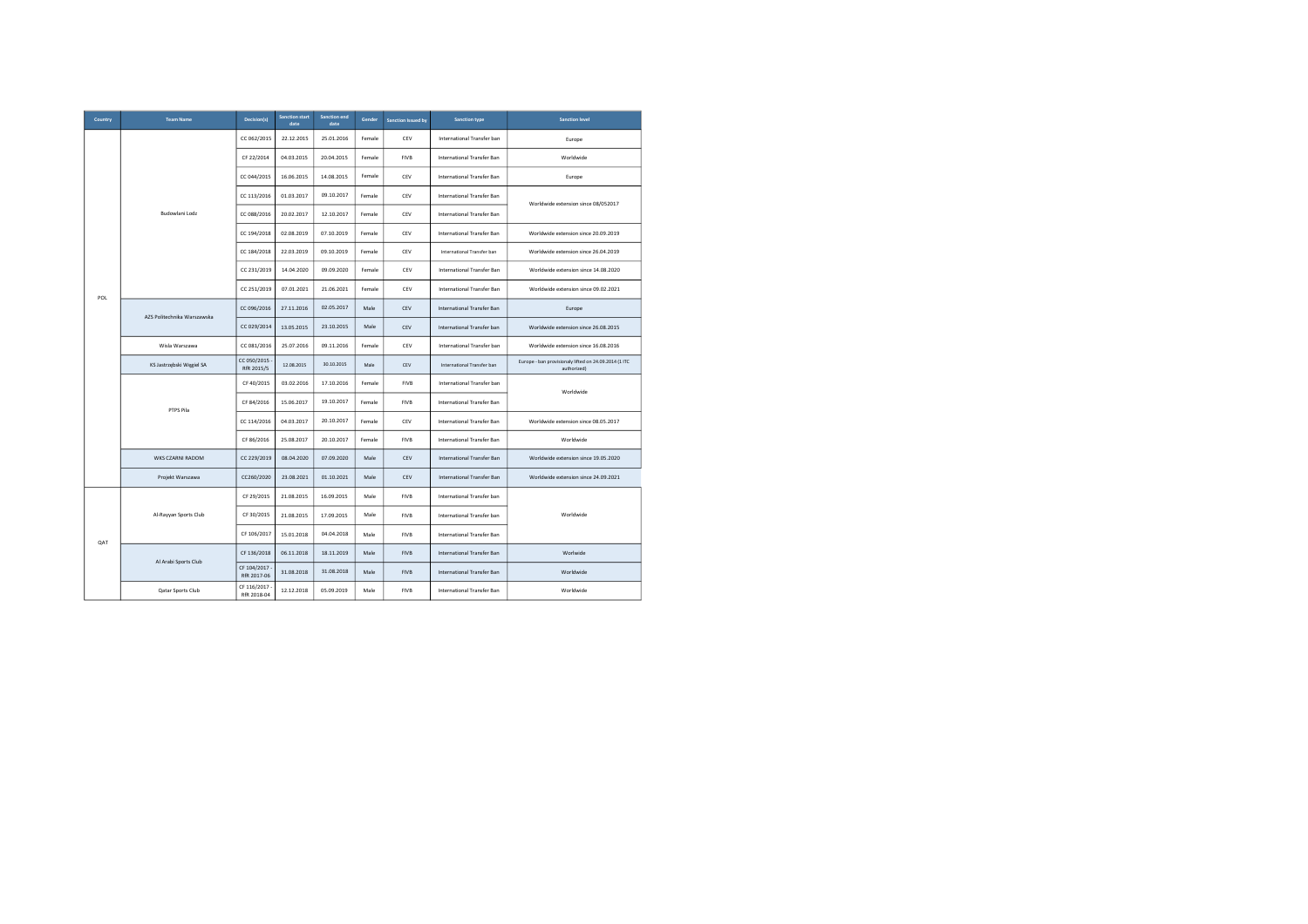| Country | Team Name | Decision(s) | Sanction start date | Sanction end date | Gender | Sanction issued by | Sanction type | Sanction level |
|---|---|---|---|---|---|---|---|---|
| POL | Budowlani Lodz | CC 062/2015 | 22.12.2015 | 25.01.2016 | Female | CEV | International Transfer ban | Europe |
| | | CF 22/2014 | 04.03.2015 | 20.04.2015 | Female | FIVB | International Transfer Ban | Worldwide |
| | | CC 044/2015 | 16.06.2015 | 14.08.2015 | Female | CEV | International Transfer Ban | Europe |
| | | CC 113/2016 | 01.03.2017 | 09.10.2017 | Female | CEV | International Transfer Ban | Worldwide extension since 08/052017 |
| | | CC 088/2016 | 20.02.2017 | 12.10.2017 | Female | CEV | International Transfer Ban | |
| | | CC 194/2018 | 02.08.2019 | 07.10.2019 | Female | CEV | International Transfer Ban | Worldwide extension since 20.09.2019 |
| | | CC 184/2018 | 22.03.2019 | 09.10.2019 | Female | CEV | International Transfer ban | Worldwide extension since 26.04.2019 |
| | | CC 231/2019 | 14.04.2020 | 09.09.2020 | Female | CEV | International Transfer Ban | Worldwide extension since 14.08.2020 |
| | | CC 251/2019 | 07.01.2021 | 21.06.2021 | Female | CEV | International Transfer Ban | Worldwide extension since 09.02.2021 |
| | AZS Politechnika Warszawska | CC 096/2016 | 27.11.2016 | 02.05.2017 | Male | CEV | International Transfer Ban | Europe |
| | | CC 029/2014 | 13.05.2015 | 23.10.2015 | Male | CEV | International Transfer Ban | Worldwide extension since 26.08.2015 |
| | Wisla Warszawa | CC 081/2016 | 25.07.2016 | 09.11.2016 | Female | CEV | International Transfer Ban | Worldwide extension since 16.08.2016 |
| | KS Jastrzębski Węgiel SA | CC 050/2015 - RfR 2015/5 | 12.08.2015 | 30.10.2015 | Male | CEV | International Transfer ban | Europe - ban provisionaly lifted on 24.09.2014 (1 ITC authorized) |
| | PTPS Pila | CF 40/2015 | 03.02.2016 | 17.10.2016 | Female | FIVB | International Transfer Ban | Worldwide |
| | | CF 84/2016 | 15.06.2017 | 19.10.2017 | Female | FIVB | International Transfer Ban | |
| | | CC 114/2016 | 04.03.2017 | 20.10.2017 | Female | CEV | International Transfer Ban | Worldwide extension since 08.05.2017 |
| | | CF 86/2016 | 25.08.2017 | 20.10.2017 | Female | FIVB | International Transfer Ban | Worldwide |
| | WKS CZARNI RADOM | CC 229/2019 | 08.04.2020 | 07.09.2020 | Male | CEV | International Transfer Ban | Worldwide extension since 19.05.2020 |
| | Projekt Warszawa | CC260/2020 | 23.08.2021 | 01.10.2021 | Male | CEV | International Transfer Ban | Worldwide extension since 24.09.2021 |
| QAT | Al-Rayyan Sports Club | CF 29/2015 | 21.08.2015 | 16.09.2015 | Male | FIVB | International Transfer ban | Worldwide |
| | | CF 30/2015 | 21.08.2015 | 17.09.2015 | Male | FIVB | International Transfer Ban | |
| | | CF 106/2017 | 15.01.2018 | 04.04.2018 | Male | FIVB | International Transfer Ban | |
| | Al Arabi Sports Club | CF 136/2018 | 06.11.2018 | 18.11.2019 | Male | FIVB | International Transfer Ban | Worlwide |
| | | CF 104/2017 - RfR 2017-06 | 31.08.2018 | 31.08.2018 | Male | FIVB | International Transfer Ban | Worldwide |
| | Qatar Sports Club | CF 116/2017 - RfR 2018-04 | 12.12.2018 | 05.09.2019 | Male | FIVB | International Transfer Ban | Worldwide |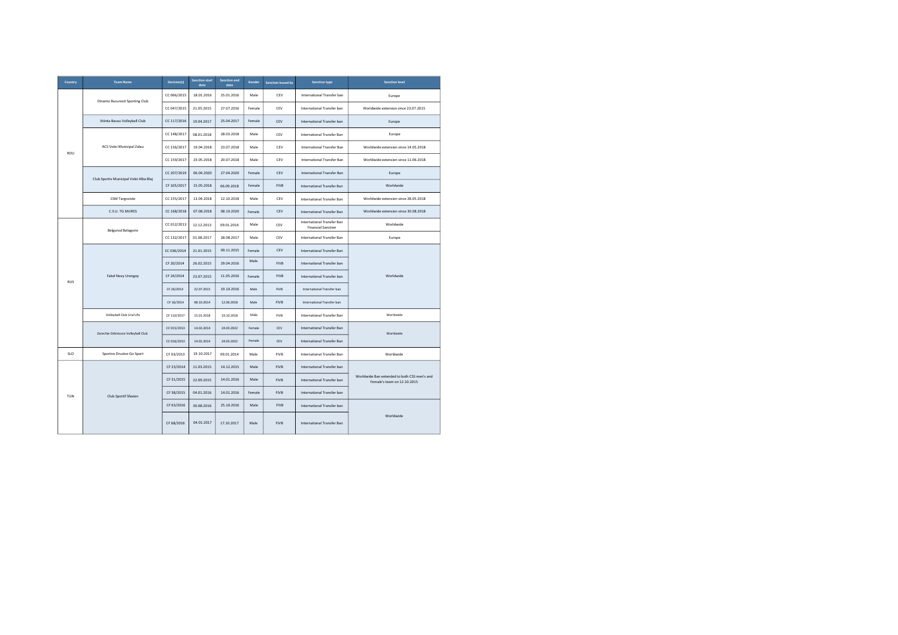| Country | Team Name | Decision(s) | Sanction start date | Sanction end date | Gender | Sanction issued by | Sanction type | Sanction level |
|---|---|---|---|---|---|---|---|---|
| ROU | Dinamo Bucuresti Sporting Club | CC 066/2015 | 18.01.2016 | 25.01.2016 | Male | CEV | International Transfer ban | Europe |
| | | CC 047/2015 | 21.05.2015 | 27.07.2016 | Female | CEV | International Transfer ban | Worldwide extension since 23.07.2015 |
| | Stiinta Bacau Volleyball Club | CC 117/2016 | 19.04.2017 | 25.04.2017 | Female | CEV | International Transfer ban | Europe |
| | ACS Volei Municipal Zalau | CC 148/2017 | 08.01.2018 | 28.03.2018 | Male | CEV | International Transfer Ban | Europe |
| | | CC 156/2017 | 19.04.2018 | 23.07.2018 | Male | CEV | International Transfer Ban | Worldwide extension since 14.05.2018 |
| | | CC 159/2017 | 23.05.2018 | 20.07.2018 | Male | CEV | International Transfer Ban | Worldwide extension since 11.06.2018 |
| | Club Sportiv Municipal Volei Alba Blaj | CC 207/2019 | 06.04.2020 | 27.04.2020 | Female | CEV | International Transfer Ban | Europe |
| | | CF 105/2017 | 15.05.2018 | 06.09.2018 | Female | FIVB | International Transfer Ban | Worldwide |
| | CSM Targoviste | CC 155/2017 | 13.04.2018 | 12.10.2018 | Male | CEV | International Transfer Ban | Worldwide extension since 28.05.2018 |
| | C.S.U. TG MURES | CC 168/2018 | 07.08.2018 | 08.10.2020 | Female | CEV | International Transfer Ban | Worldwide extension since 30.08.2018 |
| RUS | Belgorod Belogorie | CC 012/2013 | 12.12.2013 | 09.01.2014 | Male | CEV | International Transfer Ban Financial Sanction | Worldwide |
| | | CC 132/2017 | 01.08.2017 | 28.08.2017 | Male | CEV | International Transfer Ban | Europe |
| | Fakel Novy Urengoy | CC 036/2014 | 21.01.2015 | 09.11.2015 | Female | CEV | International Transfer Ban | Worldwide |
| | | CF 20/2014 | 26.02.2015 | 29.04.2016 | Male | FIVB | International Transfer ban | |
| | | CF 24/2014 | 23.07.2015 | 11.05.2016 | Female | FIVB | International Transfer Ban | |
| | | CF 26/2014 | 22.07.2015 | 19.10.2016 | Male | FIVB | International Transfer ban | |
| | | CF 16/2014 | 08.10.2014 | 12.06.2018 | Male | FIVB | International Transfer ban | |
| | Volleyball Club Ural Ufa | CF 110/2017 | 15.01.2018 | 19.10.2018 | Male | FIVB | International Transfer Ban | Worldwide |
| | Zarechie Odintsovo Volleyball Club | CC 015/2013 | 14.02.2014 | 24.03.2022 | Female | CEV | International Transfer Ban | Worldwide |
| | | CC 016/2013 | 14.02.2014 | 24.03.2022 | Female | CEV | International Transfer Ban | |
| SLO | Sportno Drustvo Go Sport | CF 03/2013 | 19.10.2017 | 09.01.2014 | Male | FIVB | International Transfer Ban | Worldwide |
| TUN | Club Sportif Sfaxien | CF 23/2014 | 11.03.2015 | 14.12.2015 | Male | FIVB | International Transfer Ban | Worldwide Ban extended to both CSS men's and Female's team on 12.10.2015 |
| | | CF 31/2015 | 22.09.2015 | 14.01.2016 | Male | FIVB | International Transfer Ban | |
| | | CF 38/2015 | 04.01.2016 | 14.01.2016 | Female | FIVB | International Transfer Ban | |
| | | CF 63/2016 | 30.08.2016 | 25.10.2016 | Male | FIVB | International Transfer Ban | Worldwide |
| | | CF 68/2016 | 04.01.2017 | 17.10.2017 | Male | FIVB | International Transfer Ban | |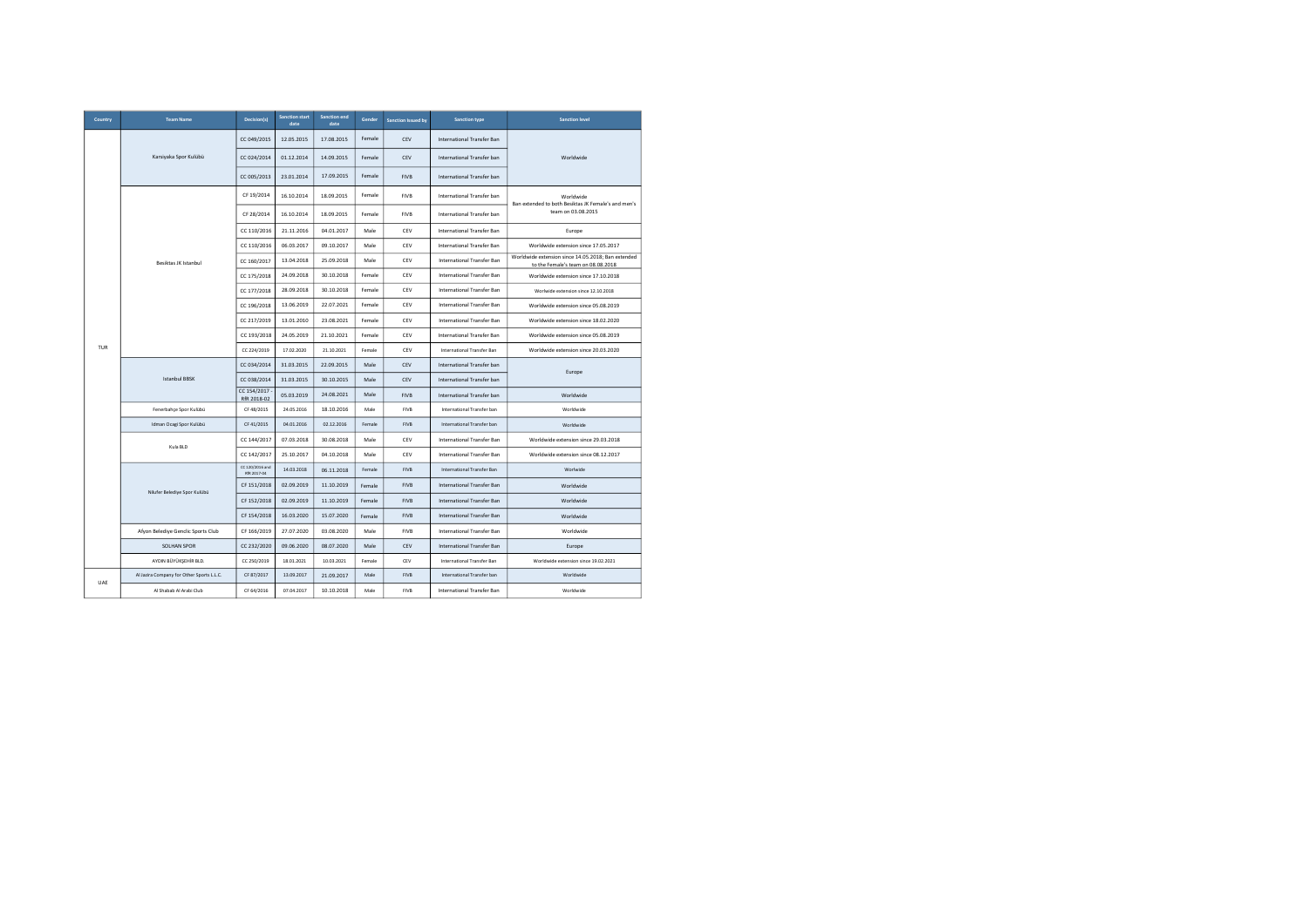| Country | Team Name | Decision(s) | Sanction start date | Sanction end date | Gender | Sanction issued by | Sanction type | Sanction level |
|---|---|---|---|---|---|---|---|---|
| TUR | Karsiyaka Spor Kulübü | CC 049/2015 | 12.05.2015 | 17.08.2015 | Female | CEV | International Transfer Ban | Worldwide |
| | | CC 024/2014 | 01.12.2014 | 14.09.2015 | Female | CEV | International Transfer ban | |
| | | CC 005/2013 | 23.01.2014 | 17.09.2015 | Female | FIVB | International Transfer ban | |
| | Besiktas JK Istanbul | CF 19/2014 | 16.10.2014 | 18.09.2015 | Female | FIVB | International Transfer ban | Worldwide Ban extended to both Besiktas JK Female's and men's team on 03.08.2015 |
| | | CF 28/2014 | 16.10.2014 | 18.09.2015 | Female | FIVB | International Transfer ban | |
| | | CC 110/2016 | 21.11.2016 | 04.01.2017 | Male | CEV | International Transfer Ban | Europe |
| | | CC 110/2016 | 06.03.2017 | 09.10.2017 | Male | CEV | International Transfer Ban | Worldwide extension since 17.05.2017 |
| | | CC 160/2017 | 13.04.2018 | 25.09.2018 | Male | CEV | International Transfer Ban | Worldwide extension since 14.05.2018; Ban extended to the Female's team on 08.08.2018 |
| | | CC 175/2018 | 24.09.2018 | 30.10.2018 | Female | CEV | International Transfer Ban | Worldwide extension since 17.10.2018 |
| | | CC 177/2018 | 28.09.2018 | 30.10.2018 | Female | CEV | International Transfer Ban | Worlwide extension since 12.10.2018 |
| | | CC 196/2018 | 13.06.2019 | 22.07.2021 | Female | CEV | International Transfer Ban | Worldwide extension since 05.08.2019 |
| | | CC 217/2019 | 13.01.2010 | 23.08.2021 | Female | CEV | International Transfer Ban | Worldwide extension since 18.02.2020 |
| | | CC 193/2018 | 24.05.2019 | 21.10.2021 | Female | CEV | International Transfer Ban | Worldwide extension since 05.08.2019 |
| | | CC 224/2019 | 17.02.2020 | 21.10.2021 | Female | CEV | International Transfer Ban | Worldwide extension since 20.03.2020 |
| | Istanbul BBSK | CC 034/2014 | 31.03.2015 | 22.09.2015 | Male | CEV | International Transfer ban | Europe |
| | | CC 038/2014 | 31.03.2015 | 30.10.2015 | Male | CEV | International Transfer ban | |
| | | CC 154/2017 - RfR 2018-02 | 05.03.2019 | 24.08.2021 | Male | FIVB | International Transfer ban | Worldwide |
| | Fenerbahçe Spor Kulübü | CF 48/2015 | 24.05.2016 | 18.10.2016 | Male | FIVB | International Transfer ban | Worldwide |
| | Idman Ocagi Spor Kulübü | CF 41/2015 | 04.01.2016 | 02.12.2016 | Female | FIVB | International Transfer ban | Worldwide |
| | Kula BLD | CC 144/2017 | 07.03.2018 | 30.08.2018 | Male | CEV | International Transfer Ban | Worldwide extension since 29.03.2018 |
| | | CC 142/2017 | 25.10.2017 | 04.10.2018 | Male | CEV | International Transfer Ban | Worldwide extension since 08.12.2017 |
| | Nilufer Belediye Spor Kulübü | CC 120/2016 and RfR 2017-04 | 14.03.2018 | 06.11.2018 | Female | FIVB | International Transfer Ban | Worlwide |
| | | CF 151/2018 | 02.09.2019 | 11.10.2019 | Female | FIVB | International Transfer Ban | Worldwide |
| | | CF 152/2018 | 02.09.2019 | 11.10.2019 | Female | FIVB | International Transfer Ban | Worldwide |
| | | CF 154/2018 | 16.03.2020 | 15.07.2020 | Female | FIVB | International Transfer Ban | Worldwide |
| | Afyon Belediye Genclic Sports Club | CF 166/2019 | 27.07.2020 | 03.08.2020 | Male | FIVB | International Transfer Ban | Worldwide |
| | SOLHAN SPOR | CC 232/2020 | 09.06.2020 | 08.07.2020 | Male | CEV | International Transfer Ban | Europe |
| | AYDIN BÜYÜKŞEHIR BLD. | CC 250/2019 | 18.01.2021 | 10.03.2021 | Female | CEV | International Transfer Ban | Worldwide extension since 19.02.2021 |
| UAE | Al Jazira Company for Other Sports L.L.C. | CF 87/2017 | 13.09.2017 | 21.09.2017 | Male | FIVB | International Transfer ban | Worldwide |
| | Al Shabab Al Arabi Club | CF 64/2016 | 07.04.2017 | 10.10.2018 | Male | FIVB | International Transfer Ban | Worldwide |